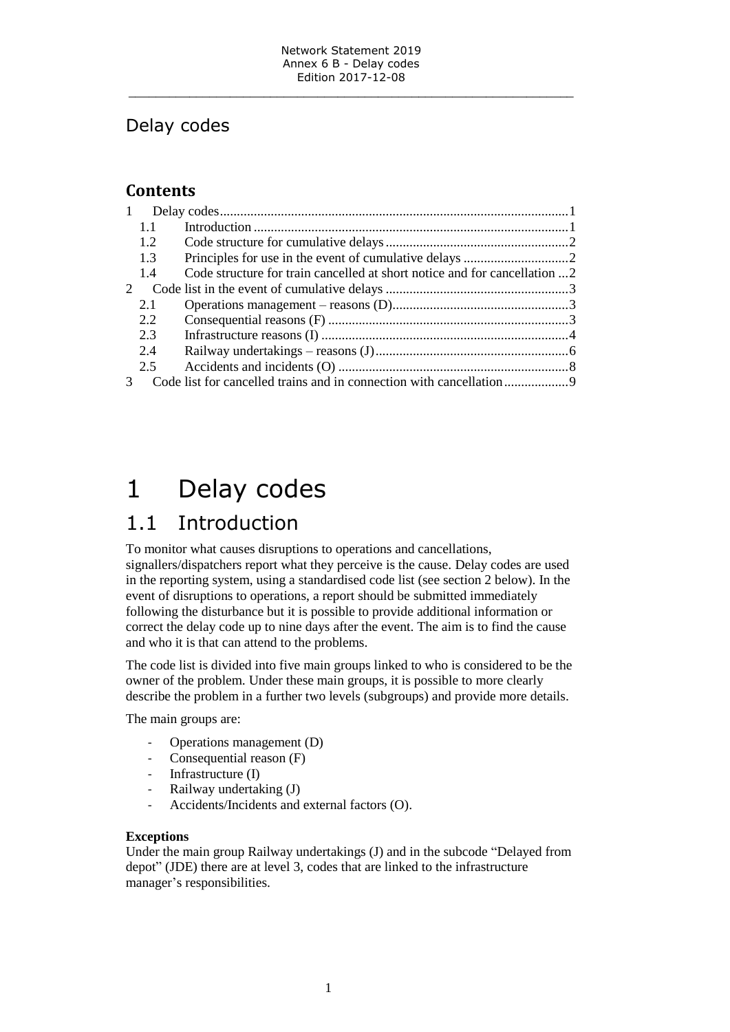Delay codes

## Contents

1 Delay codes ... 1
  1.1 Introduction ... 1
  1.2 Code structure for cumulative delays ... 2
  1.3 Principles for use in the event of cumulative delays ... 2
  1.4 Code structure for train cancelled at short notice and for cancellation ... 2
2 Code list in the event of cumulative delays ... 3
  2.1 Operations management – reasons (D) ... 3
  2.2 Consequential reasons (F) ... 3
  2.3 Infrastructure reasons (I) ... 4
  2.4 Railway undertakings – reasons (J) ... 6
  2.5 Accidents and incidents (O) ... 8
3 Code list for cancelled trains and in connection with cancellation ... 9

# 1 Delay codes

## 1.1 Introduction

To monitor what causes disruptions to operations and cancellations, signallers/dispatchers report what they perceive is the cause. Delay codes are used in the reporting system, using a standardised code list (see section 2 below). In the event of disruptions to operations, a report should be submitted immediately following the disturbance but it is possible to provide additional information or correct the delay code up to nine days after the event. The aim is to find the cause and who it is that can attend to the problems.

The code list is divided into five main groups linked to who is considered to be the owner of the problem. Under these main groups, it is possible to more clearly describe the problem in a further two levels (subgroups) and provide more details.

The main groups are:

- Operations management (D)
- Consequential reason (F)
- Infrastructure (I)
- Railway undertaking (J)
- Accidents/Incidents and external factors (O).

**Exceptions**
Under the main group Railway undertakings (J) and in the subcode "Delayed from depot" (JDE) there are at level 3, codes that are linked to the infrastructure manager's responsibilities.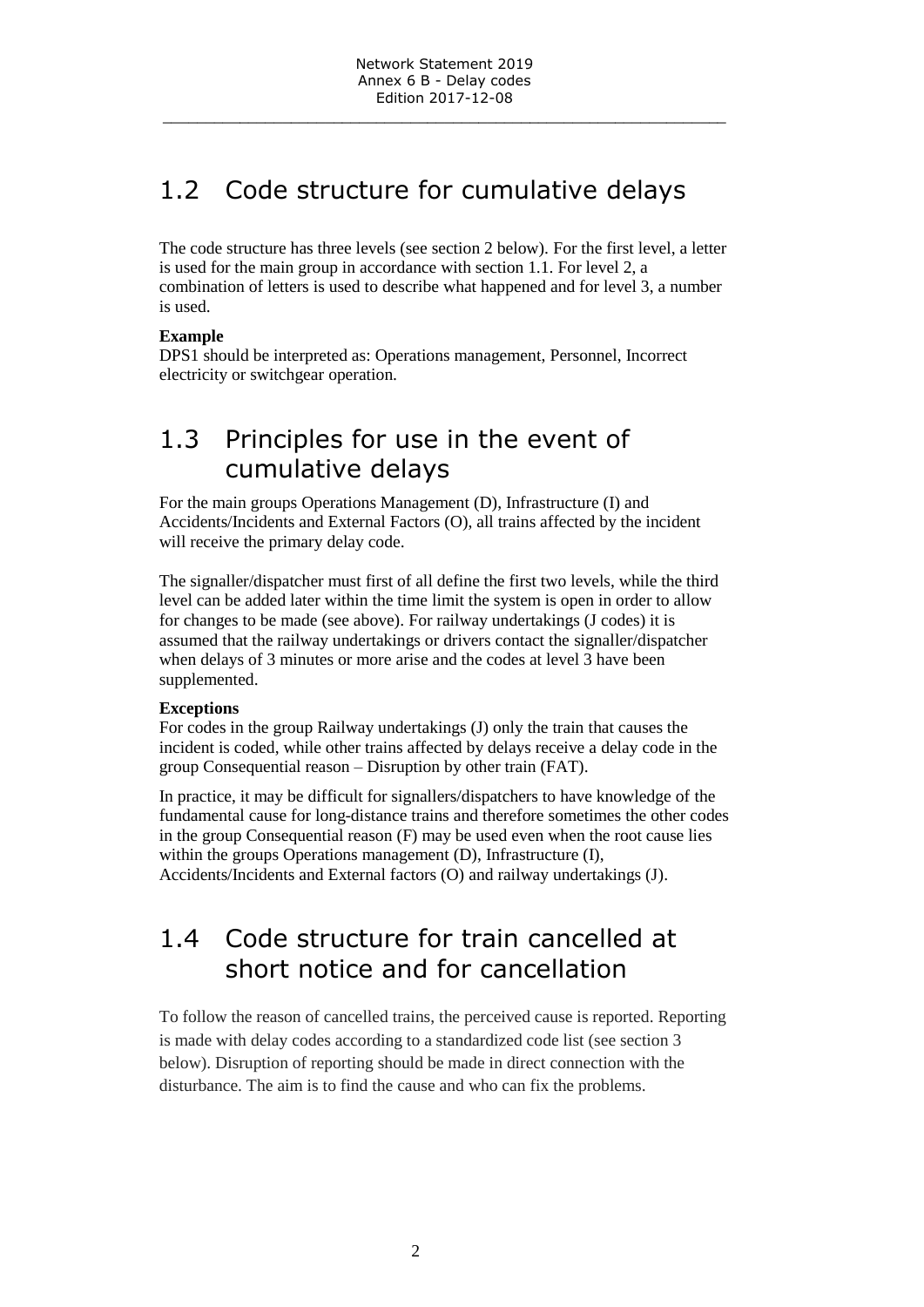## 1.2 Code structure for cumulative delays

The code structure has three levels (see section 2 below). For the first level, a letter is used for the main group in accordance with section 1.1. For level 2, a combination of letters is used to describe what happened and for level 3, a number is used.

**Example**

DPS1 should be interpreted as: Operations management, Personnel, Incorrect electricity or switchgear operation.

## 1.3 Principles for use in the event of cumulative delays

For the main groups Operations Management (D), Infrastructure (I) and Accidents/Incidents and External Factors (O), all trains affected by the incident will receive the primary delay code.

The signaller/dispatcher must first of all define the first two levels, while the third level can be added later within the time limit the system is open in order to allow for changes to be made (see above). For railway undertakings (J codes) it is assumed that the railway undertakings or drivers contact the signaller/dispatcher when delays of 3 minutes or more arise and the codes at level 3 have been supplemented.

**Exceptions**

For codes in the group Railway undertakings (J) only the train that causes the incident is coded, while other trains affected by delays receive a delay code in the group Consequential reason – Disruption by other train (FAT).

In practice, it may be difficult for signallers/dispatchers to have knowledge of the fundamental cause for long-distance trains and therefore sometimes the other codes in the group Consequential reason (F) may be used even when the root cause lies within the groups Operations management (D), Infrastructure (I), Accidents/Incidents and External factors (O) and railway undertakings (J).

## 1.4 Code structure for train cancelled at short notice and for cancellation

To follow the reason of cancelled trains, the perceived cause is reported. Reporting is made with delay codes according to a standardized code list (see section 3 below). Disruption of reporting should be made in direct connection with the disturbance. The aim is to find the cause and who can fix the problems.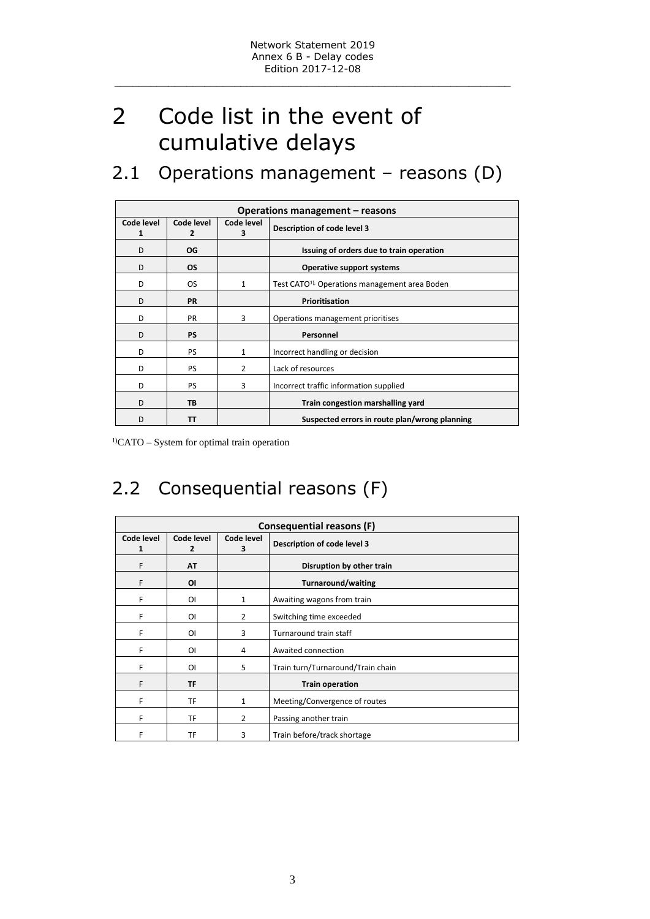# 2 Code list in the event of cumulative delays

## 2.1 Operations management – reasons (D)

| Operations management – reasons | | | |
|---|---|---|---|
| Code level 1 | Code level 2 | Code level 3 | Description of code level 3 |
| D | **OG** | | **Issuing of orders due to train operation** |
| D | **OS** | | **Operative support systems** |
| D | OS | 1 | Test CATO[1)] Operations management area Boden |
| D | **PR** | | **Prioritisation** |
| D | PR | 3 | Operations management prioritises |
| D | **PS** | | **Personnel** |
| D | PS | 1 | Incorrect handling or decision |
| D | PS | 2 | Lack of resources |
| D | PS | 3 | Incorrect traffic information supplied |
| D | **TB** | | **Train congestion marshalling yard** |
| D | **TT** | | **Suspected errors in route plan/wrong planning** |

[1)]CATO – System for optimal train operation

## 2.2 Consequential reasons (F)

| Consequential reasons (F) | | | |
|---|---|---|---|
| Code level 1 | Code level 2 | Code level 3 | Description of code level 3 |
| F | **AT** | | **Disruption by other train** |
| F | **OI** | | **Turnaround/waiting** |
| F | OI | 1 | Awaiting wagons from train |
| F | OI | 2 | Switching time exceeded |
| F | OI | 3 | Turnaround train staff |
| F | OI | 4 | Awaited connection |
| F | OI | 5 | Train turn/Turnaround/Train chain |
| F | **TF** | | **Train operation** |
| F | TF | 1 | Meeting/Convergence of routes |
| F | TF | 2 | Passing another train |
| F | TF | 3 | Train before/track shortage |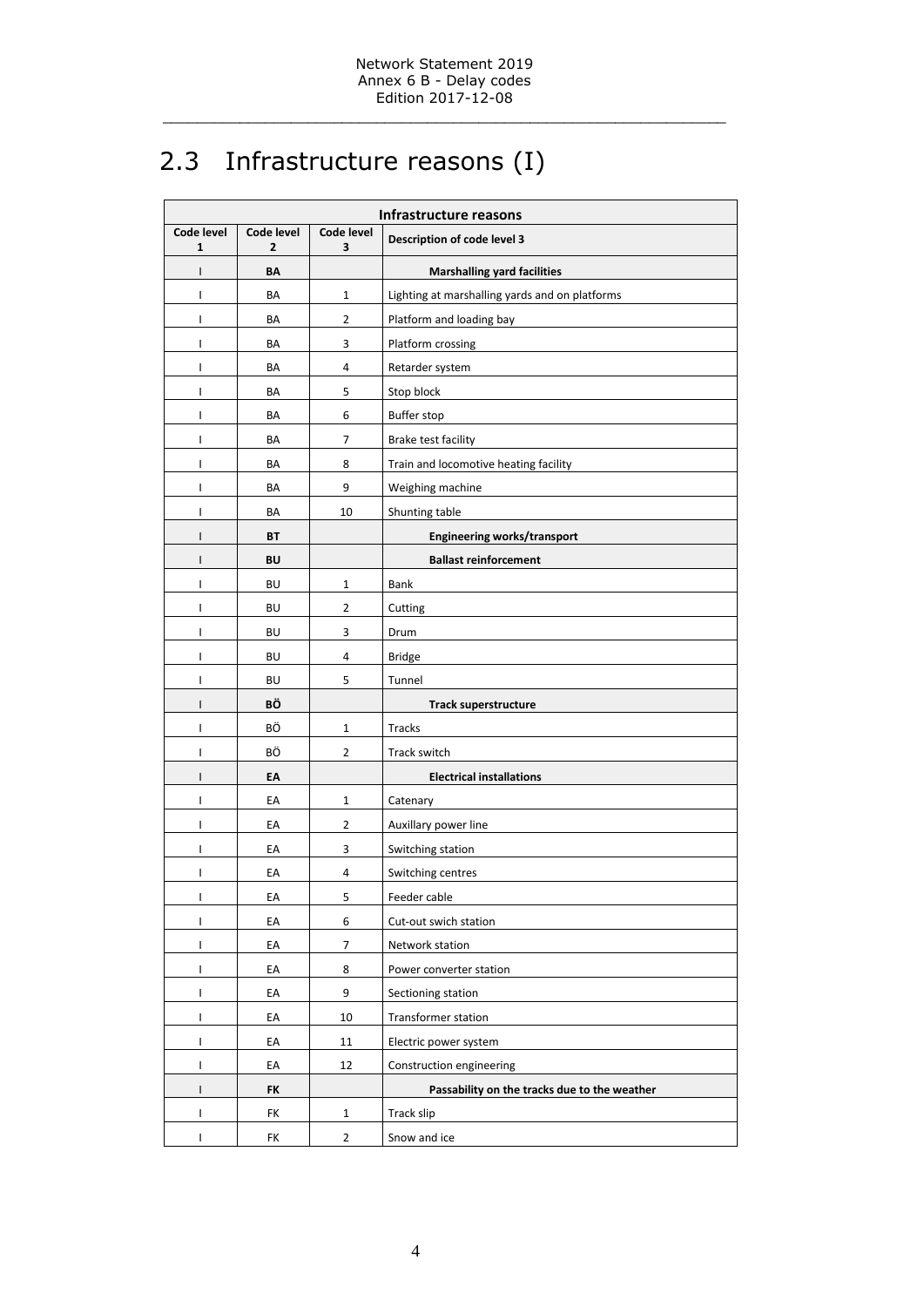## 2.3 Infrastructure reasons (I)

| Infrastructure reasons | | | |
|---|---|---|---|
| **Code level 1** | **Code level 2** | **Code level 3** | **Description of code level 3** |
| I | **BA** | | **Marshalling yard facilities** |
| I | BA | 1 | Lighting at marshalling yards and on platforms |
| I | BA | 2 | Platform and loading bay |
| I | BA | 3 | Platform crossing |
| I | BA | 4 | Retarder system |
| I | BA | 5 | Stop block |
| I | BA | 6 | Buffer stop |
| I | BA | 7 | Brake test facility |
| I | BA | 8 | Train and locomotive heating facility |
| I | BA | 9 | Weighing machine |
| I | BA | 10 | Shunting table |
| I | **BT** | | **Engineering works/transport** |
| I | **BU** | | **Ballast reinforcement** |
| I | BU | 1 | Bank |
| I | BU | 2 | Cutting |
| I | BU | 3 | Drum |
| I | BU | 4 | Bridge |
| I | BU | 5 | Tunnel |
| I | **BÖ** | | **Track superstructure** |
| I | BÖ | 1 | Tracks |
| I | BÖ | 2 | Track switch |
| I | **EA** | | **Electrical installations** |
| I | EA | 1 | Catenary |
| I | EA | 2 | Auxillary power line |
| I | EA | 3 | Switching station |
| I | EA | 4 | Switching centres |
| I | EA | 5 | Feeder cable |
| I | EA | 6 | Cut-out swich station |
| I | EA | 7 | Network station |
| I | EA | 8 | Power converter station |
| I | EA | 9 | Sectioning station |
| I | EA | 10 | Transformer station |
| I | EA | 11 | Electric power system |
| I | EA | 12 | Construction engineering |
| I | **FK** | | **Passability on the tracks due to the weather** |
| I | FK | 1 | Track slip |
| I | FK | 2 | Snow and ice |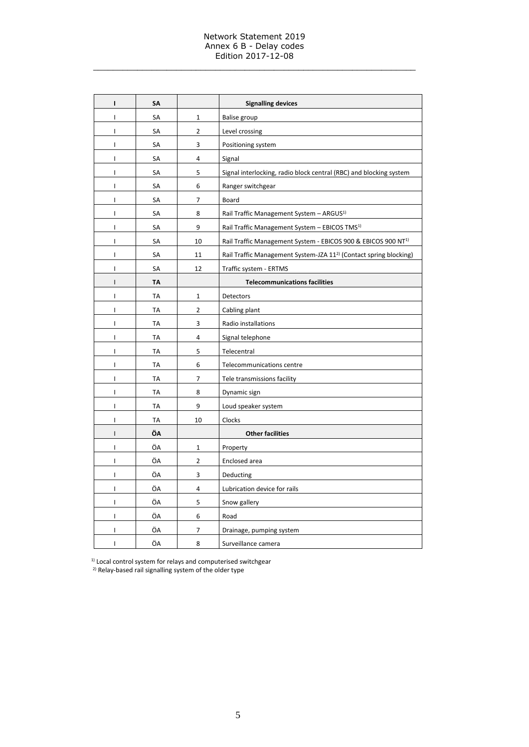| I | SA | | **Signalling devices** |
|---|---|---|---|
| I | SA | 1 | Balise group |
| I | SA | 2 | Level crossing |
| I | SA | 3 | Positioning system |
| I | SA | 4 | Signal |
| I | SA | 5 | Signal interlocking, radio block central (RBC) and blocking system |
| I | SA | 6 | Ranger switchgear |
| I | SA | 7 | Board |
| I | SA | 8 | Rail Traffic Management System – ARGUS[1)] |
| I | SA | 9 | Rail Traffic Management System – EBICOS TMS[1)] |
| I | SA | 10 | Rail Traffic Management System - EBICOS 900 & EBICOS 900 NT[1)] |
| I | SA | 11 | Rail Traffic Management System-JZA 11[2)] (Contact spring blocking) |
| I | SA | 12 | Traffic system - ERTMS |
| I | **TA** | | **Telecommunications facilities** |
| I | TA | 1 | Detectors |
| I | TA | 2 | Cabling plant |
| I | TA | 3 | Radio installations |
| I | TA | 4 | Signal telephone |
| I | TA | 5 | Telecentral |
| I | TA | 6 | Telecommunications centre |
| I | TA | 7 | Tele transmissions facility |
| I | TA | 8 | Dynamic sign |
| I | TA | 9 | Loud speaker system |
| I | TA | 10 | Clocks |
| I | **ÖA** | | **Other facilities** |
| I | ÖA | 1 | Property |
| I | ÖA | 2 | Enclosed area |
| I | ÖA | 3 | Deducting |
| I | ÖA | 4 | Lubrication device for rails |
| I | ÖA | 5 | Snow gallery |
| I | ÖA | 6 | Road |
| I | ÖA | 7 | Drainage, pumping system |
| I | ÖA | 8 | Surveillance camera |

[1)] Local control system for relays and computerised switchgear

[2)] Relay-based rail signalling system of the older type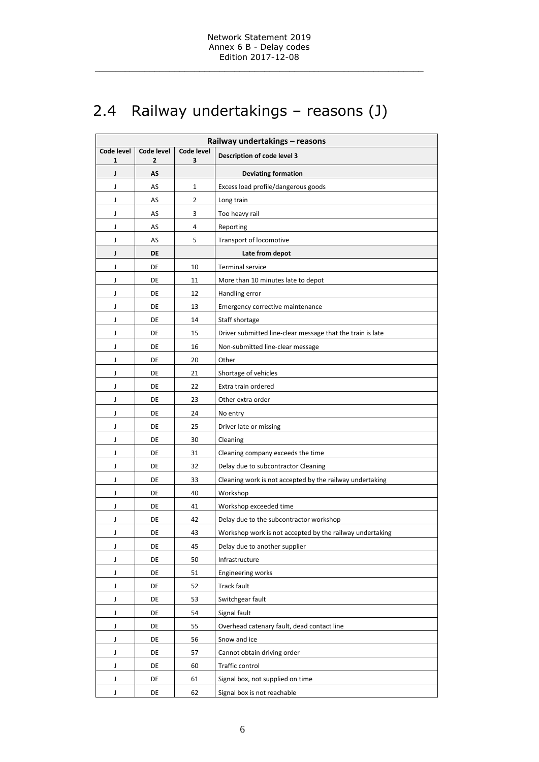## 2.4 Railway undertakings – reasons (J)

| Railway undertakings – reasons | | | |
|---|---|---|---|
| **Code level 1** | **Code level 2** | **Code level 3** | **Description of code level 3** |
| J | **AS** | | **Deviating formation** |
| J | AS | 1 | Excess load profile/dangerous goods |
| J | AS | 2 | Long train |
| J | AS | 3 | Too heavy rail |
| J | AS | 4 | Reporting |
| J | AS | 5 | Transport of locomotive |
| J | **DE** | | **Late from depot** |
| J | DE | 10 | Terminal service |
| J | DE | 11 | More than 10 minutes late to depot |
| J | DE | 12 | Handling error |
| J | DE | 13 | Emergency corrective maintenance |
| J | DE | 14 | Staff shortage |
| J | DE | 15 | Driver submitted line-clear message that the train is late |
| J | DE | 16 | Non-submitted line-clear message |
| J | DE | 20 | Other |
| J | DE | 21 | Shortage of vehicles |
| J | DE | 22 | Extra train ordered |
| J | DE | 23 | Other extra order |
| J | DE | 24 | No entry |
| J | DE | 25 | Driver late or missing |
| J | DE | 30 | Cleaning |
| J | DE | 31 | Cleaning company exceeds the time |
| J | DE | 32 | Delay due to subcontractor Cleaning |
| J | DE | 33 | Cleaning work is not accepted by the railway undertaking |
| J | DE | 40 | Workshop |
| J | DE | 41 | Workshop exceeded time |
| J | DE | 42 | Delay due to the subcontractor workshop |
| J | DE | 43 | Workshop work is not accepted by the railway undertaking |
| J | DE | 45 | Delay due to another supplier |
| J | DE | 50 | Infrastructure |
| J | DE | 51 | Engineering works |
| J | DE | 52 | Track fault |
| J | DE | 53 | Switchgear fault |
| J | DE | 54 | Signal fault |
| J | DE | 55 | Overhead catenary fault, dead contact line |
| J | DE | 56 | Snow and ice |
| J | DE | 57 | Cannot obtain driving order |
| J | DE | 60 | Traffic control |
| J | DE | 61 | Signal box, not supplied on time |
| J | DE | 62 | Signal box is not reachable |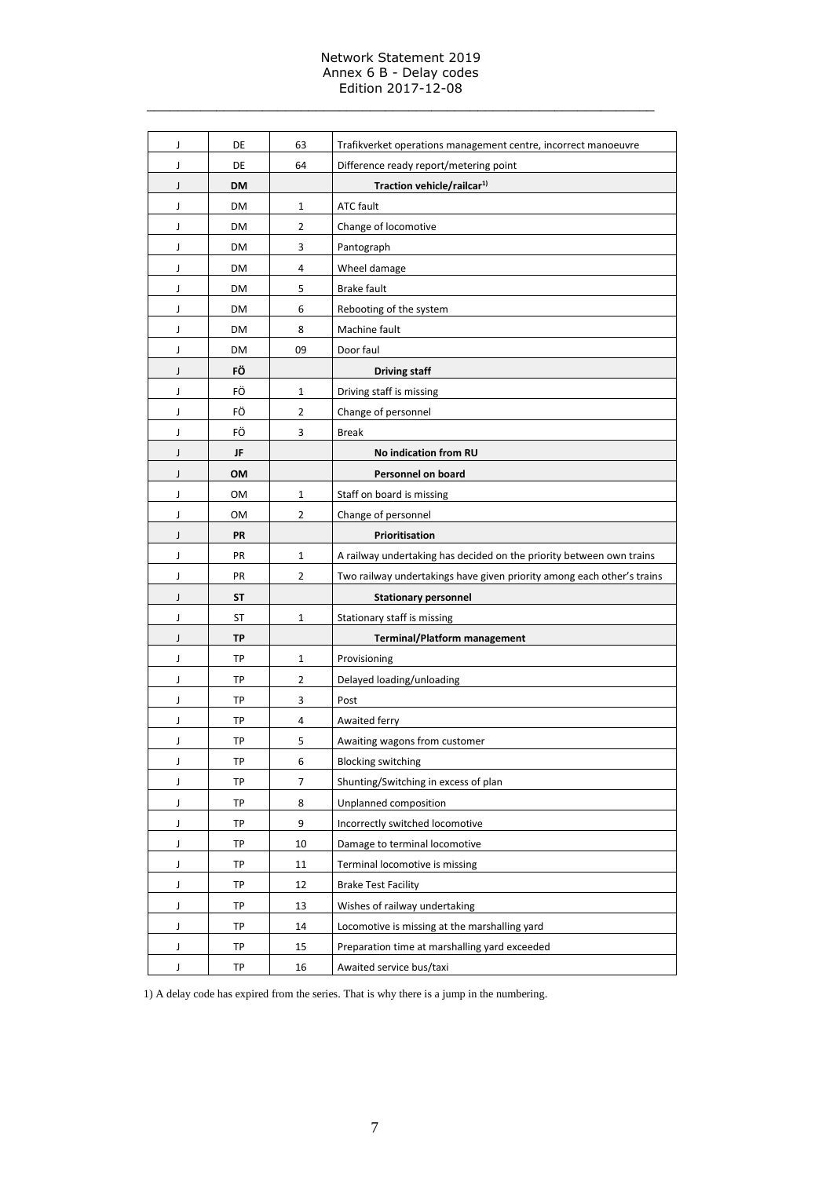| J | DE | 63 | Trafikverket operations management centre, incorrect manoeuvre |
|---|---|---|---|
| J | DE | 64 | Difference ready report/metering point |
| J | **DM** | | **Traction vehicle/railcar**[1] |
| J | DM | 1 | ATC fault |
| J | DM | 2 | Change of locomotive |
| J | DM | 3 | Pantograph |
| J | DM | 4 | Wheel damage |
| J | DM | 5 | Brake fault |
| J | DM | 6 | Rebooting of the system |
| J | DM | 8 | Machine fault |
| J | DM | 09 | Door faul |
| J | **FÖ** | | **Driving staff** |
| J | FÖ | 1 | Driving staff is missing |
| J | FÖ | 2 | Change of personnel |
| J | FÖ | 3 | Break |
| J | **JF** | | **No indication from RU** |
| J | **OM** | | **Personnel on board** |
| J | OM | 1 | Staff on board is missing |
| J | OM | 2 | Change of personnel |
| J | **PR** | | **Prioritisation** |
| J | PR | 1 | A railway undertaking has decided on the priority between own trains |
| J | PR | 2 | Two railway undertakings have given priority among each other's trains |
| J | **ST** | | **Stationary personnel** |
| J | ST | 1 | Stationary staff is missing |
| J | **TP** | | **Terminal/Platform management** |
| J | TP | 1 | Provisioning |
| J | TP | 2 | Delayed loading/unloading |
| J | TP | 3 | Post |
| J | TP | 4 | Awaited ferry |
| J | TP | 5 | Awaiting wagons from customer |
| J | TP | 6 | Blocking switching |
| J | TP | 7 | Shunting/Switching in excess of plan |
| J | TP | 8 | Unplanned composition |
| J | TP | 9 | Incorrectly switched locomotive |
| J | TP | 10 | Damage to terminal locomotive |
| J | TP | 11 | Terminal locomotive is missing |
| J | TP | 12 | Brake Test Facility |
| J | TP | 13 | Wishes of railway undertaking |
| J | TP | 14 | Locomotive is missing at the marshalling yard |
| J | TP | 15 | Preparation time at marshalling yard exceeded |
| J | TP | 16 | Awaited service bus/taxi |

1) A delay code has expired from the series. That is why there is a jump in the numbering.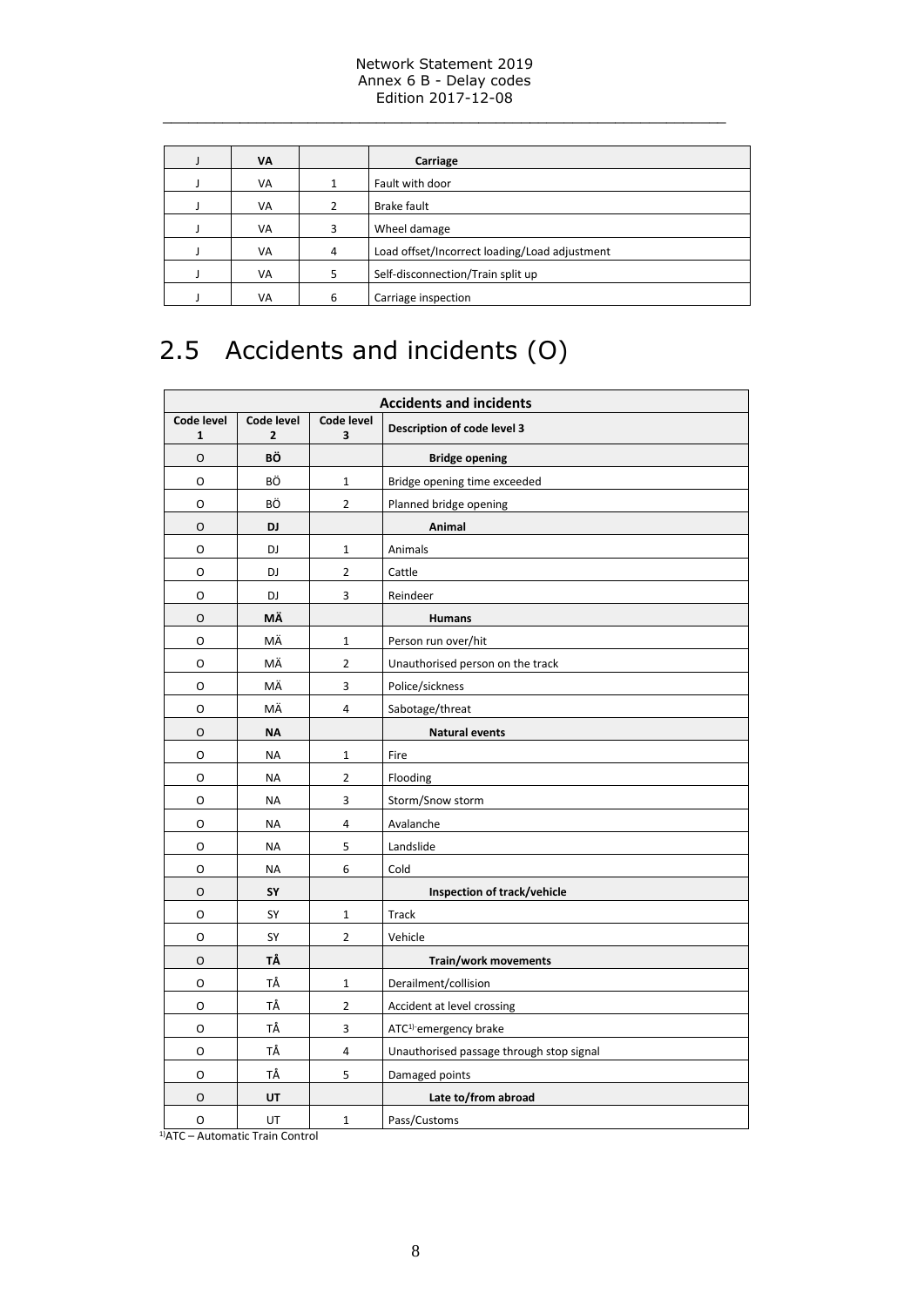| J | VA | | Carriage |
|---|---|---|---|
| J | VA | 1 | Fault with door |
| J | VA | 2 | Brake fault |
| J | VA | 3 | Wheel damage |
| J | VA | 4 | Load offset/Incorrect loading/Load adjustment |
| J | VA | 5 | Self-disconnection/Train split up |
| J | VA | 6 | Carriage inspection |

## 2.5 Accidents and incidents (O)

| Accidents and incidents | | | |
|---|---|---|---|
| **Code level 1** | **Code level 2** | **Code level 3** | **Description of code level 3** |
| O | **BÖ** | | **Bridge opening** |
| O | BÖ | 1 | Bridge opening time exceeded |
| O | BÖ | 2 | Planned bridge opening |
| O | **DJ** | | **Animal** |
| O | DJ | 1 | Animals |
| O | DJ | 2 | Cattle |
| O | DJ | 3 | Reindeer |
| O | **MÄ** | | **Humans** |
| O | MÄ | 1 | Person run over/hit |
| O | MÄ | 2 | Unauthorised person on the track |
| O | MÄ | 3 | Police/sickness |
| O | MÄ | 4 | Sabotage/threat |
| O | **NA** | | **Natural events** |
| O | NA | 1 | Fire |
| O | NA | 2 | Flooding |
| O | NA | 3 | Storm/Snow storm |
| O | NA | 4 | Avalanche |
| O | NA | 5 | Landslide |
| O | NA | 6 | Cold |
| O | **SY** | | **Inspection of track/vehicle** |
| O | SY | 1 | Track |
| O | SY | 2 | Vehicle |
| O | **TÅ** | | **Train/work movements** |
| O | TÅ | 1 | Derailment/collision |
| O | TÅ | 2 | Accident at level crossing |
| O | TÅ | 3 | ATC[1] emergency brake |
| O | TÅ | 4 | Unauthorised passage through stop signal |
| O | TÅ | 5 | Damaged points |
| O | **UT** | | **Late to/from abroad** |
| O | UT | 1 | Pass/Customs |

[1]ATC – Automatic Train Control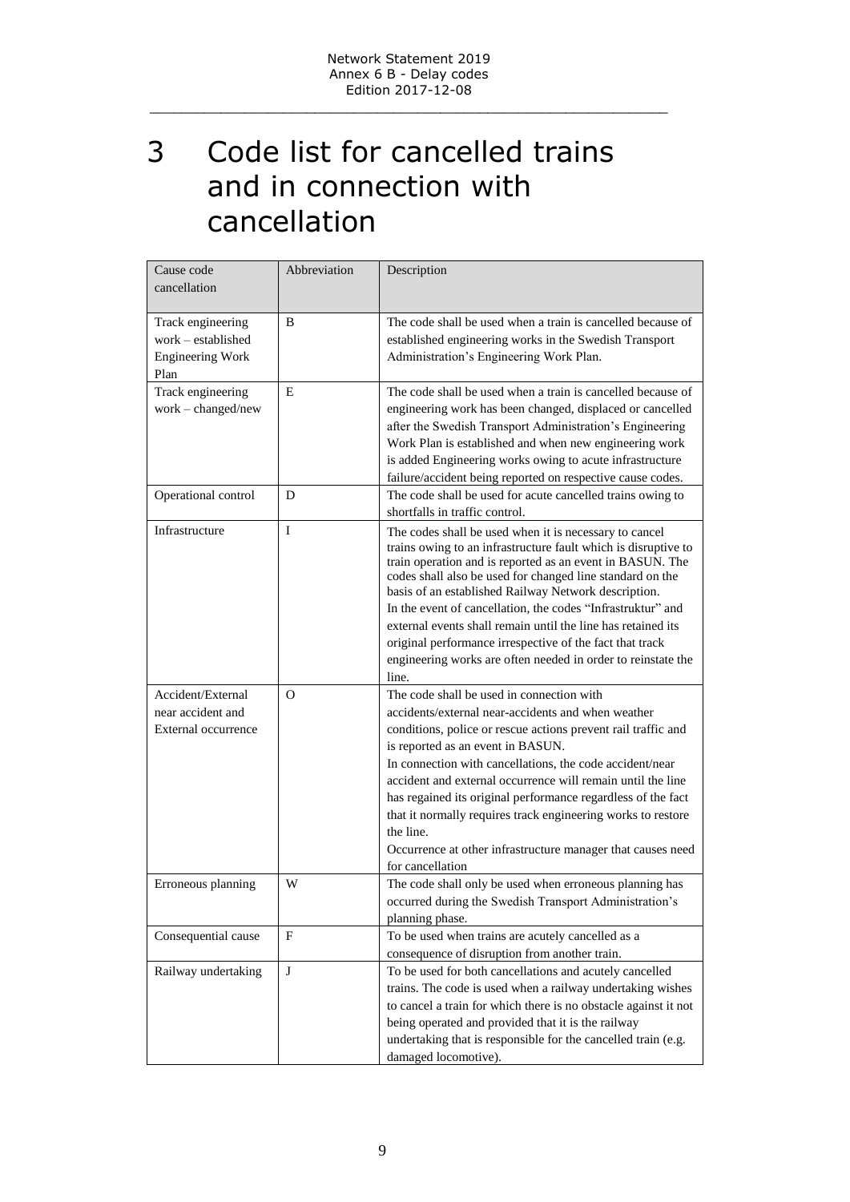# 3 Code list for cancelled trains and in connection with cancellation

| Cause code cancellation | Abbreviation | Description |
|---|---|---|
| Track engineering work – established Engineering Work Plan | B | The code shall be used when a train is cancelled because of established engineering works in the Swedish Transport Administration's Engineering Work Plan. |
| Track engineering work – changed/new | E | The code shall be used when a train is cancelled because of engineering work has been changed, displaced or cancelled after the Swedish Transport Administration's Engineering Work Plan is established and when new engineering work is added Engineering works owing to acute infrastructure failure/accident being reported on respective cause codes. |
| Operational control | D | The code shall be used for acute cancelled trains owing to shortfalls in traffic control. |
| Infrastructure | I | The codes shall be used when it is necessary to cancel trains owing to an infrastructure fault which is disruptive to train operation and is reported as an event in BASUN. The codes shall also be used for changed line standard on the basis of an established Railway Network description.<br>In the event of cancellation, the codes "Infrastruktur" and external events shall remain until the line has retained its original performance irrespective of the fact that track engineering works are often needed in order to reinstate the line. |
| Accident/External near accident and External occurrence | O | The code shall be used in connection with accidents/external near-accidents and when weather conditions, police or rescue actions prevent rail traffic and is reported as an event in BASUN.<br>In connection with cancellations, the code accident/near accident and external occurrence will remain until the line has regained its original performance regardless of the fact that it normally requires track engineering works to restore the line.<br>Occurrence at other infrastructure manager that causes need for cancellation |
| Erroneous planning | W | The code shall only be used when erroneous planning has occurred during the Swedish Transport Administration's planning phase. |
| Consequential cause | F | To be used when trains are acutely cancelled as a consequence of disruption from another train. |
| Railway undertaking | J | To be used for both cancellations and acutely cancelled trains. The code is used when a railway undertaking wishes to cancel a train for which there is no obstacle against it not being operated and provided that it is the railway undertaking that is responsible for the cancelled train (e.g. damaged locomotive). |